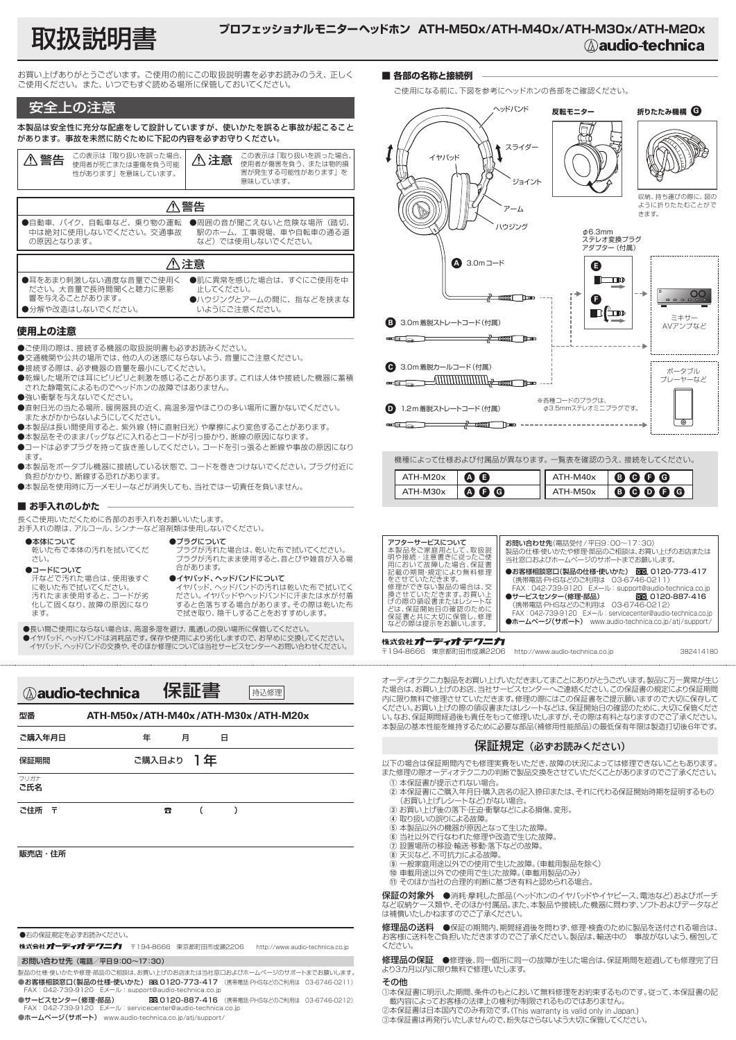# 取扱説明書

**プロフェッショナルモニターヘッドホン ATH-M50x/ATH-M40x/ATH-M30x/ATH-M20x**

audio-technica

お買い上げありがとうございます。ご使用の前にこの取扱説明書を必ずお読みのうえ、正しくご使用ください。また、いつでもすぐ読める場所に保管しておいてください。

## 安全上の注意

**本製品は安全性に充分な配慮をして設計していますが、使いかたを誤ると事故が起こることがあります。事故を未然に防ぐために下記の内容を必ずお守りください。**

| ⚠警告 | この表示は「取り扱いを誤った場合、使用者が死亡または重傷を負う可能性があります」を意味しています。 | ⚠注意 | この表示は「取り扱いを誤った場合、使用者が傷害を負う、または物的損害が発生する可能性があります」を意味しています。 |
|---|---|---|---|

### ⚠警告

- 自動車、バイク、自転車など、乗り物の運転中は絶対に使用しないでください。交通事故の原因となります。
- 周囲の音が聞こえないと危険な場所（踏切、駅のホーム、工事現場、車や自転車の通る道など）では使用しないでください。

### ⚠注意

- 耳をあまり刺激しない適度な音量でご使用ください。大音量で長時間聞くと聴力に悪影響を与えることがあります。
- 分解や改造はしないでください。
- 肌に異常を感じた場合は、すぐにご使用を中止してください。
- ハウジングとアームの間に、指などを挟まないようにご注意ください。

### 使用上の注意

- ご使用の際は、接続する機器の取扱説明書も必ずお読みください。
- 交通機関や公共の場所では、他人の迷惑にならないよう、音量にご注意ください。
- 接続する際は、必ず機器の音量を最小にしてください。
- 乾燥した場所では耳にピリピリと刺激を感じることがあります。これは人体や接続した機器に蓄積された静電気によるものでヘッドホンの故障ではありません。
- 強い衝撃を与えないでください。
- 直射日光の当たる場所、暖房器具の近く、高温多湿やほこりの多い場所に置かないでください。また水がかからないようにしてください。
- 本製品は長い間使用すると、紫外線（特に直射日光）や摩擦により変色することがあります。
- 本製品をそのままバッグなどに入れるとコードが引っ掛かり、断線の原因になります。
- コードは必ずプラグを持って抜き差ししてください。コードを引っ張ると断線や事故の原因になります。
- 本製品をポータブル機器に接続している状態で、コードを巻きつけないでください。プラグ付近に負担がかかり、断線する恐れがあります。
- 本製品を使用時に万一メモリーなどが消失しても、当社では一切責任を負いません。

### ■ お手入れのしかた

長くご使用いただくために各部のお手入れをお願いいたします。
お手入れの際は、アルコール、シンナーなど溶剤類は使用しないでください。

- **本体について**
  乾いた布で本体の汚れを拭いてください。
- **コードについて**
  汗などで汚れた場合は、使用後すぐに乾いた布で拭いてください。
  汚れたまま使用すると、コードが劣化して固くなり、故障の原因になります。
- **プラグについて**
  プラグが汚れた場合は、乾いた布で拭いてください。プラグが汚れたまま使用すると、音とびや雑音が入る場合があります。
- **イヤパッド、ヘッドバンドについて**
  イヤパッド、ヘッドバンドの汚れは乾いた布で拭いてください。イヤパッドやヘッドバンドに汗または水が付着すると色落ちする場合があります。その際は乾いた布で拭き取り、陰干しすることをおすすめします。

- 長い間ご使用にならない場合は、高温多湿を避け、風通しの良い場所に保管してください。
- イヤパッド、ヘッドバンドは消耗品です。保存や使用により劣化しますので、お早めに交換してください。イヤパッド、ヘッドバンドの交換や、そのほか修理については当社サービスセンターへお問い合わせください。

### ■ 各部の名称と接続例

ご使用になる前に、下図を参考にヘッドホンの各部をご確認ください。

ヘッドバンド　スライダー　イヤパッド　ジョイント　アーム　ハウジング

反転モニター　折りたたみ機構 G

収納、持ち運びの際に、図のように折りたたむことができます。

A 3.0mコード

B 3.0m着脱ストレートコード（付属）

C 3.0m着脱カールコード（付属）

D 1.2m着脱ストレートコード（付属）

φ6.3mm ステレオ変換プラグアダプター（付属）E F

ミキサー AVアンプなど

ポータブルプレーヤーなど

※各種コードのプラグは、φ3.5mmステレオミニプラグです。

機種によって仕様および付属品が異なります。一覧表を確認のうえ、接続をしてください。

| 機種 | 仕様・付属品 | 機種 | 仕様・付属品 |
|---|---|---|---|
| ATH-M20x | A E | ATH-M40x | B C F G |
| ATH-M30x | A F G | ATH-M50x | B C D F G |

**アフターサービスについて**

本製品をご家庭用として、取扱説明や接続・注意書きに従ったご使用において故障した場合、保証書記載の期間・規定により無料修理をさせていただきます。
修理ができない製品の場合は、交換させていただきます。お買い上げの際の領収書またはレシートなどは、保証開始日の確認のために保証書と共に大切に保管し、修理などの際は提示をお願いします。

**お問い合わせ先**（電話受付／平日9:00〜17:30）

製品の仕様・使いかたや修理・部品のご相談は、お買い上げのお店または当社窓口およびホームページのサポートまでお願いします。

- **お客様相談窓口（製品の仕様・使いかた）** 0120-773-417
  （携帯電話・PHSなどのご利用は 03-6746-0211）
  FAX：042-739-9120　Eメール：support@audio-technica.co.jp
- **サービスセンター（修理・部品）** 0120-887-416
  （携帯電話・PHSなどのご利用は 03-6746-0212）
  FAX：042-739-9120　Eメール：servicecenter@audio-technica.co.jp
- **ホームページ（サポート）** www.audio-technica.co.jp/atj/support/

**株式会社オーディオテクニカ**
〒194-8666 東京都町田市成瀬2206　http://www.audio-technica.co.jp　382414180

---

# audio-technica 保証書　持込修理

| 型番 | ATH-M50x/ATH-M40x/ATH-M30x/ATH-M20x |
|---|---|
| ご購入年月日 | 年　月　日 |
| 保証期間 | ご購入日より 1年 |
| フリガナ ご氏名 | |
| ご住所 〒 | ☎（　　） |
| 販売店・住所 | |

- 右の保証規定を必ずお読みください。

**株式会社オーディオテクニカ** 〒194-8666 東京都町田市成瀬2206　http://www.audio-technica.co.jp

**お問い合わせ先（電話／平日9:00〜17:30）**

製品の仕様・使いかた・修理・部品のご相談は、お買い上げのお店または当社窓口およびホームページのサポートまでお願いします。

- **お客様相談窓口（製品の仕様・使いかた）** 0120-773-417（携帯電話・PHSなどのご利用は 03-6746-0211）
  FAX：042-739-9120　Eメール：support@audio-technica.co.jp
- **サービスセンター（修理・部品）** 0120-887-416（携帯電話・PHSなどのご利用は 03-6746-0212）
  FAX：042-739-9120　Eメール：servicecenter@audio-technica.co.jp
- **ホームページ（サポート）** www.audio-technica.co.jp/atj/support/

オーディオテクニカ製品をお買い上げいただきましてまことにありがとうございます。製品に万一異常が生じた場合は、お買い上げのお店、当社サービスセンターへご連絡ください。この保証書の規定により保証期間内に限り無料で修理させていただきます。修理の際にはこの保証書をご提示願いますので大切に保存してください。お買い上げの際の領収書またはレシートなどは、保証開始日の確認のために、大切に保管ください。なお、保証期間経過後も責任をもって修理いたしますが、その際は有料となりますのでご了承ください。本製品の基本性能を維持するために必要な部品（補修用性能部品）の最低保有年限は製造打切後6年です。

## 保証規定（必ずお読みください）

以下の場合は保証期間内でも修理実費をいただき、故障の状況によっては修理できないこともあります。また修理の際オーディオテクニカの判断で製品交換をさせていただくことがありますのでご了承ください。

① 本保証書が提示されない場合。
② 本保証書にご購入年月日・購入店名の記入捺印または、それに代わる保証開始時期を証明するもの（お買い上げレシートなど）がない場合。
③ お買い上げ後の落下・圧迫・衝撃などによる損傷、変形。
④ 取り扱いの誤りによる故障。
⑤ 本製品以外の機器が原因となって生じた故障。
⑥ 当社以外で行なわれた修理や改造で生じた故障。
⑦ 設置場所の移設・輸送・移動・落下などの故障。
⑧ 天災など、不可抗力による故障。
⑨ 一般家庭用途以外での使用で生じた故障。（車載用製品を除く）
⑩ 車載用途以外での使用で生じた故障。（車載用製品のみ）
⑪ そのほか当社の合理的判断に基づき有料と認められる場合。

**保証の対象外**　●消耗・摩耗した部品（ヘッドホンのイヤパッドやイヤピース、電池など）およびポーチなど収納ケース類や、そのほか付属品。また、本製品や接続した機器に問わず、ソフトおよびデータなどは補償いたしかねますのでご了承ください。

**修理品の送料**　●保証の期間内、期間経過後を問わず、修理・検査のために製品を送付される場合は、お客様に送料をご負担いただきますのでご了承ください。製品は、輸送中の　事故がないよう、梱包してください。

**修理品の保証**　●修理後、同一箇所に同一の故障が生じた場合は、保証期間を超過しても修理完了日より3カ月以内に限り無料で修理いたします。

**その他**

①本保証書に明示した期間、条件のもとにおいて無料修理をお約束するものです。従って、本保証書の記載内容によってお客様の法律上の権利が制限されるものではありません。
②本保証書は日本国内でのみ有効です。(This warranty is valid only in Japan.)
③本保証書は再発行いたしませんので、紛失なさらないよう大切に保管してください。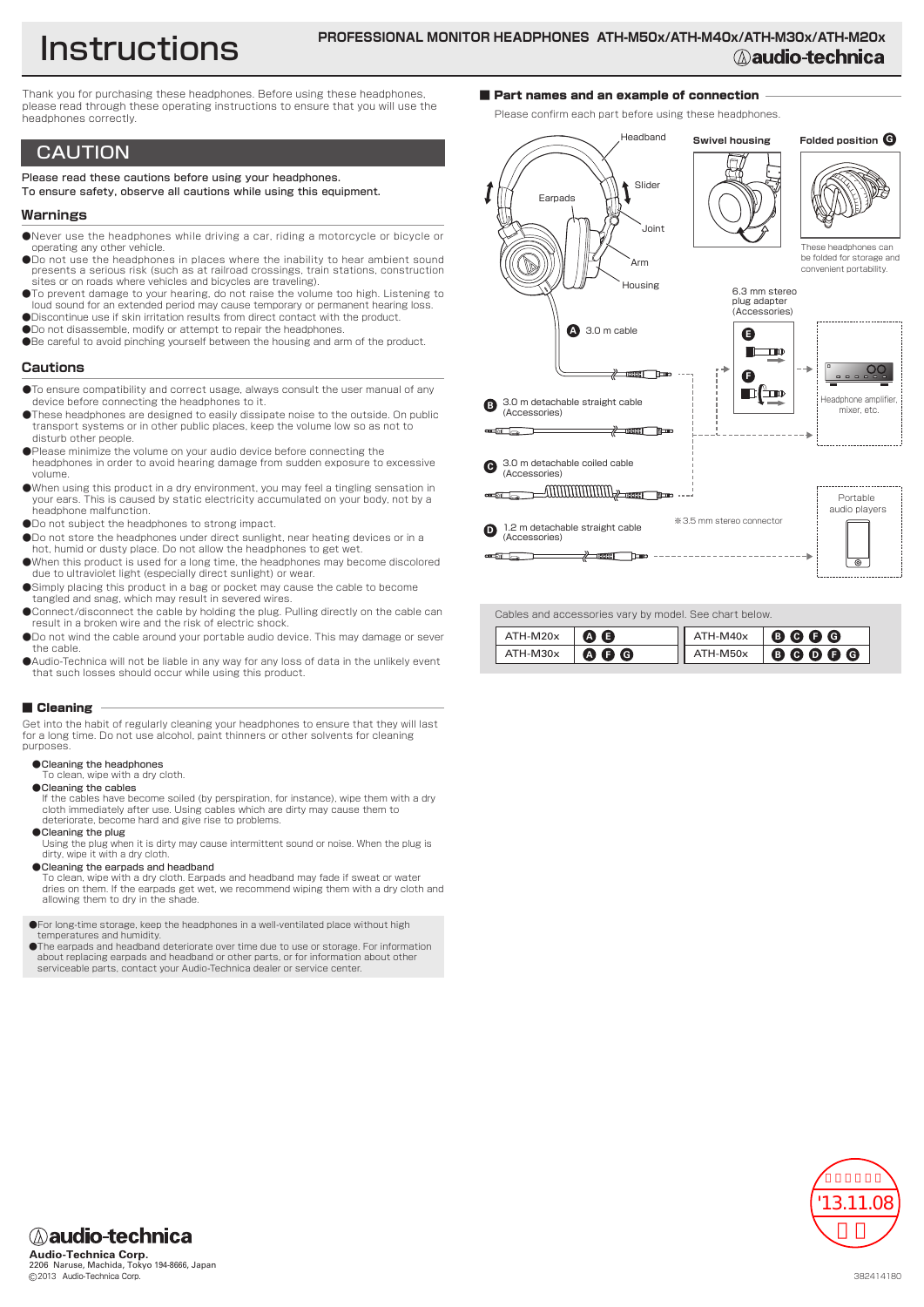# Instructions

**PROFESSIONAL MONITOR HEADPHONES ATH-M50x/ATH-M40x/ATH-M30x/ATH-M20x**

audio-technica

Thank you for purchasing these headphones. Before using these headphones, please read through these operating instructions to ensure that you will use the headphones correctly.

## CAUTION

Please read these cautions before using your headphones.
To ensure safety, observe all cautions while using this equipment.

### Warnings

- Never use the headphones while driving a car, riding a motorcycle or bicycle or operating any other vehicle.
- Do not use the headphones in places where the inability to hear ambient sound presents a serious risk (such as at railroad crossings, train stations, construction sites or on roads where vehicles and bicycles are traveling).
- To prevent damage to your hearing, do not raise the volume too high. Listening to loud sound for an extended period may cause temporary or permanent hearing loss.
- Discontinue use if skin irritation results from direct contact with the product.
- Do not disassemble, modify or attempt to repair the headphones.
- Be careful to avoid pinching yourself between the housing and arm of the product.

### Cautions

- To ensure compatibility and correct usage, always consult the user manual of any device before connecting the headphones to it.
- These headphones are designed to easily dissipate noise to the outside. On public transport systems or in other public places, keep the volume low so as not to disturb other people.
- Please minimize the volume on your audio device before connecting the headphones in order to avoid hearing damage from sudden exposure to excessive volume.
- When using this product in a dry environment, you may feel a tingling sensation in your ears. This is caused by static electricity accumulated on your body, not by a headphone malfunction.
- Do not subject the headphones to strong impact.
- Do not store the headphones under direct sunlight, near heating devices or in a hot, humid or dusty place. Do not allow the headphones to get wet.
- When this product is used for a long time, the headphones may become discolored due to ultraviolet light (especially direct sunlight) or wear.
- Simply placing this product in a bag or pocket may cause the cable to become tangled and snag, which may result in severed wires.
- Connect/disconnect the cable by holding the plug. Pulling directly on the cable can result in a broken wire and the risk of electric shock.
- Do not wind the cable around your portable audio device. This may damage or sever the cable.
- Audio-Technica will not be liable in any way for any loss of data in the unlikely event that such losses should occur while using this product.

## Cleaning

Get into the habit of regularly cleaning your headphones to ensure that they will last for a long time. Do not use alcohol, paint thinners or other solvents for cleaning purposes.

- Cleaning the headphones
  To clean, wipe with a dry cloth.
- Cleaning the cables
  If the cables have become soiled (by perspiration, for instance), wipe them with a dry cloth immediately after use. Using cables which are dirty may cause them to deteriorate, become hard and give rise to problems.
- Cleaning the plug
  Using the plug when it is dirty may cause intermittent sound or noise. When the plug is dirty, wipe it with a dry cloth.
- Cleaning the earpads and headband
  To clean, wipe with a dry cloth. Earpads and headband may fade if sweat or water dries on them. If the earpads get wet, we recommend wiping them with a dry cloth and allowing them to dry in the shade.

- For long-time storage, keep the headphones in a well-ventilated place without high temperatures and humidity.
- The earpads and headband deteriorate over time due to use or storage. For information about replacing earpads and headband or for information about other serviceable parts, contact your Audio-Technica dealer or service center.

## Part names and an example of connection

Please confirm each part before using these headphones.

Headband
Slider
Earpads
Joint
Arm
Housing
Swivel housing
Folded position G
These headphones can be folded for storage and convenient portability.
A 3.0 m cable
6.3 mm stereo plug adapter (Accessories)
E
F
B 3.0 m detachable straight cable (Accessories)
C 3.0 m detachable coiled cable (Accessories)
D 1.2 m detachable straight cable (Accessories)
※3.5 mm stereo connector
Headphone amplifier, mixer, etc.
Portable audio players

Cables and accessories vary by model. See chart below.

| | | | |
|---|---|---|---|
| ATH-M20x | A E | ATH-M40x | B C F G |
| ATH-M30x | A F G | ATH-M50x | B C D F G |

audio-technica
**Audio-Technica Corp.**
2206 Naruse, Machida, Tokyo 194-8666, Japan
©2013 Audio-Technica Corp.

'13.11.08

382414180